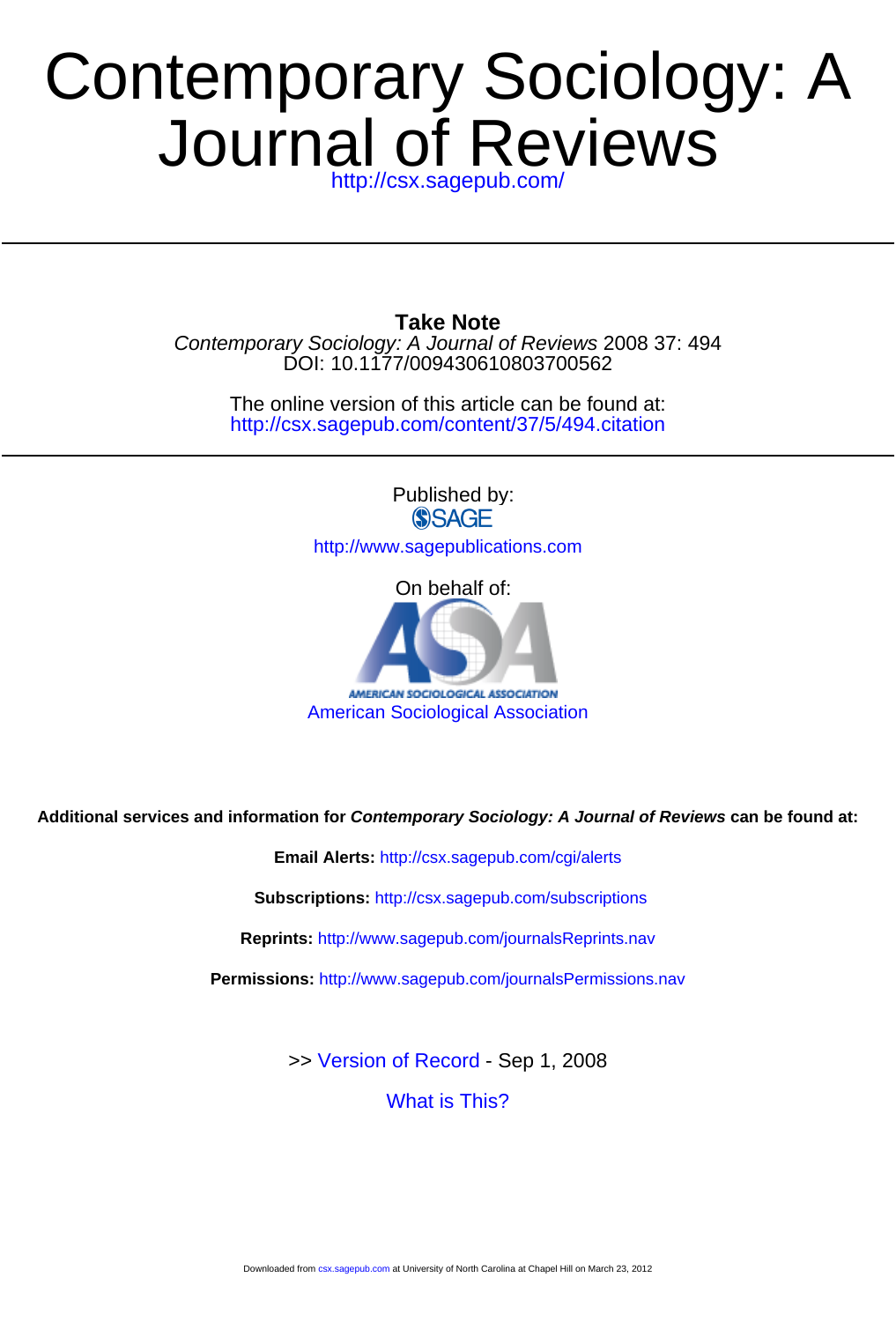# Contemporary Sociology: A Journal of Reviews

http://csx.sagepub.com/

---

**Take Note**

*Contemporary Sociology: A Journal of Reviews* 2008 37: 494

DOI: 10.1177/009430610803700562

The online version of this article can be found at:

http://csx.sagepub.com/content/37/5/494.citation

---

Published by:

SAGE

http://www.sagepublications.com

On behalf of:

AMERICAN SOCIOLOGICAL ASSOCIATION

American Sociological Association

**Additional services and information for *Contemporary Sociology: A Journal of Reviews* can be found at:**

**Email Alerts:** http://csx.sagepub.com/cgi/alerts

**Subscriptions:** http://csx.sagepub.com/subscriptions

**Reprints:** http://www.sagepub.com/journalsReprints.nav

**Permissions:** http://www.sagepub.com/journalsPermissions.nav

>> Version of Record - Sep 1, 2008

What is This?

Downloaded from csx.sagepub.com at University of North Carolina at Chapel Hill on March 23, 2012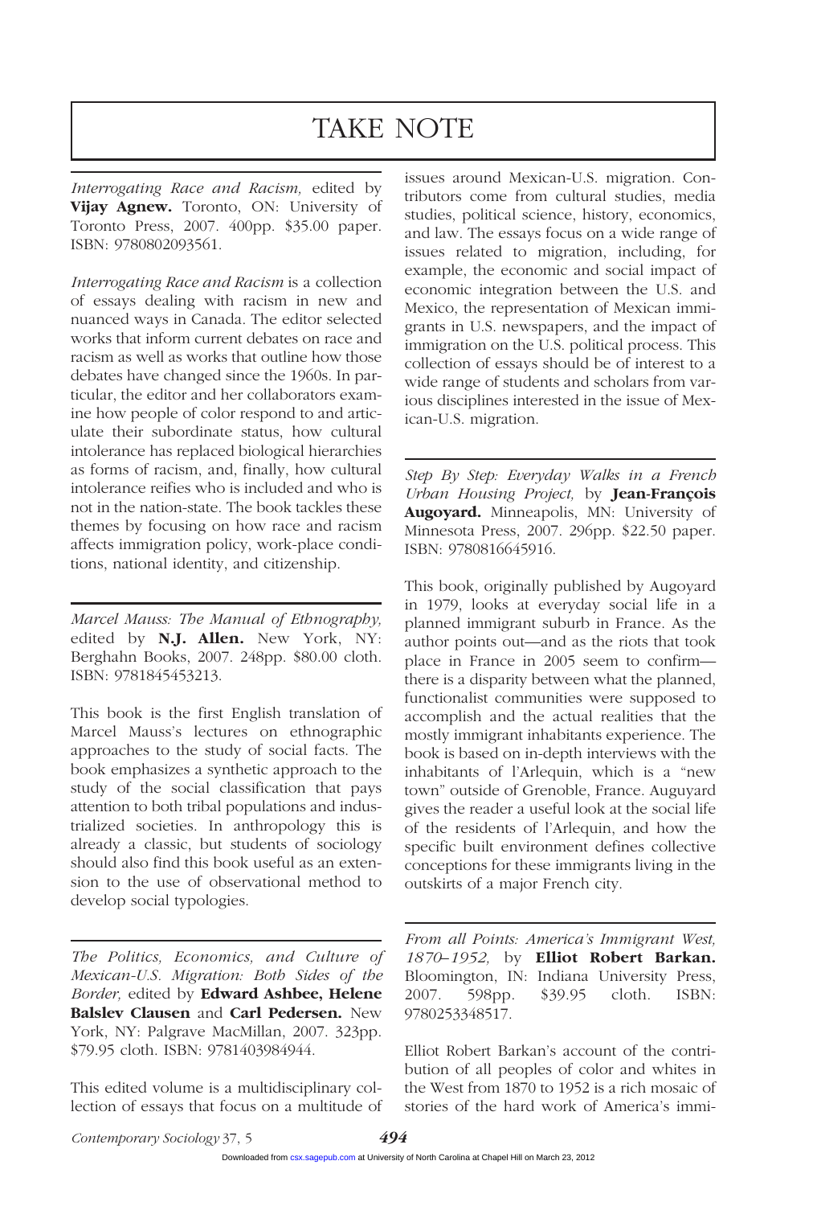# TAKE NOTE

*Interrogating Race and Racism,* edited by **Vijay Agnew.** Toronto, ON: University of Toronto Press, 2007. 400pp. $35.00 paper. ISBN: 9780802093561.

*Interrogating Race and Racism* is a collection of essays dealing with racism in new and nuanced ways in Canada. The editor selected works that inform current debates on race and racism as well as works that outline how those debates have changed since the 1960s. In particular, the editor and her collaborators examine how people of color respond to and articulate their subordinate status, how cultural intolerance has replaced biological hierarchies as forms of racism, and, finally, how cultural intolerance reifies who is included and who is not in the nation-state. The book tackles these themes by focusing on how race and racism affects immigration policy, work-place conditions, national identity, and citizenship.

---

*Marcel Mauss: The Manual of Ethnography,* edited by **N.J. Allen.** New York, NY: Berghahn Books, 2007. 248pp. $80.00 cloth. ISBN: 9781845453213.

This book is the first English translation of Marcel Mauss's lectures on ethnographic approaches to the study of social facts. The book emphasizes a synthetic approach to the study of the social classification that pays attention to both tribal populations and industrialized societies. In anthropology this is already a classic, but students of sociology should also find this book useful as an extension to the use of observational method to develop social typologies.

---

*The Politics, Economics, and Culture of Mexican-U.S. Migration: Both Sides of the Border,* edited by **Edward Ashbee, Helene Balslev Clausen** and **Carl Pedersen.** New York, NY: Palgrave MacMillan, 2007. 323pp. $79.95 cloth. ISBN: 9781403984944.

This edited volume is a multidisciplinary collection of essays that focus on a multitude of issues around Mexican-U.S. migration. Contributors come from cultural studies, media studies, political science, history, economics, and law. The essays focus on a wide range of issues related to migration, including, for example, the economic and social impact of economic integration between the U.S. and Mexico, the representation of Mexican immigrants in U.S. newspapers, and the impact of immigration on the U.S. political process. This collection of essays should be of interest to a wide range of students and scholars from various disciplines interested in the issue of Mexican-U.S. migration.

---

*Step By Step: Everyday Walks in a French Urban Housing Project,* by **Jean-François Augoyard.** Minneapolis, MN: University of Minnesota Press, 2007. 296pp. $22.50 paper. ISBN: 9780816645916.

This book, originally published by Augoyard in 1979, looks at everyday social life in a planned immigrant suburb in France. As the author points out—and as the riots that took place in France in 2005 seem to confirm—there is a disparity between what the planned, functionalist communities were supposed to accomplish and the actual realities that the mostly immigrant inhabitants experience. The book is based on in-depth interviews with the inhabitants of l'Arlequin, which is a "new town" outside of Grenoble, France. Auguyard gives the reader a useful look at the social life of the residents of l'Arlequin, and how the specific built environment defines collective conceptions for these immigrants living in the outskirts of a major French city.

---

*From all Points: America's Immigrant West, 1870–1952,* by **Elliot Robert Barkan.** Bloomington, IN: Indiana University Press, 2007. 598pp. $39.95 cloth. ISBN: 9780253348517.

Elliot Robert Barkan's account of the contribution of all peoples of color and whites in the West from 1870 to 1952 is a rich mosaic of stories of the hard work of America's immi-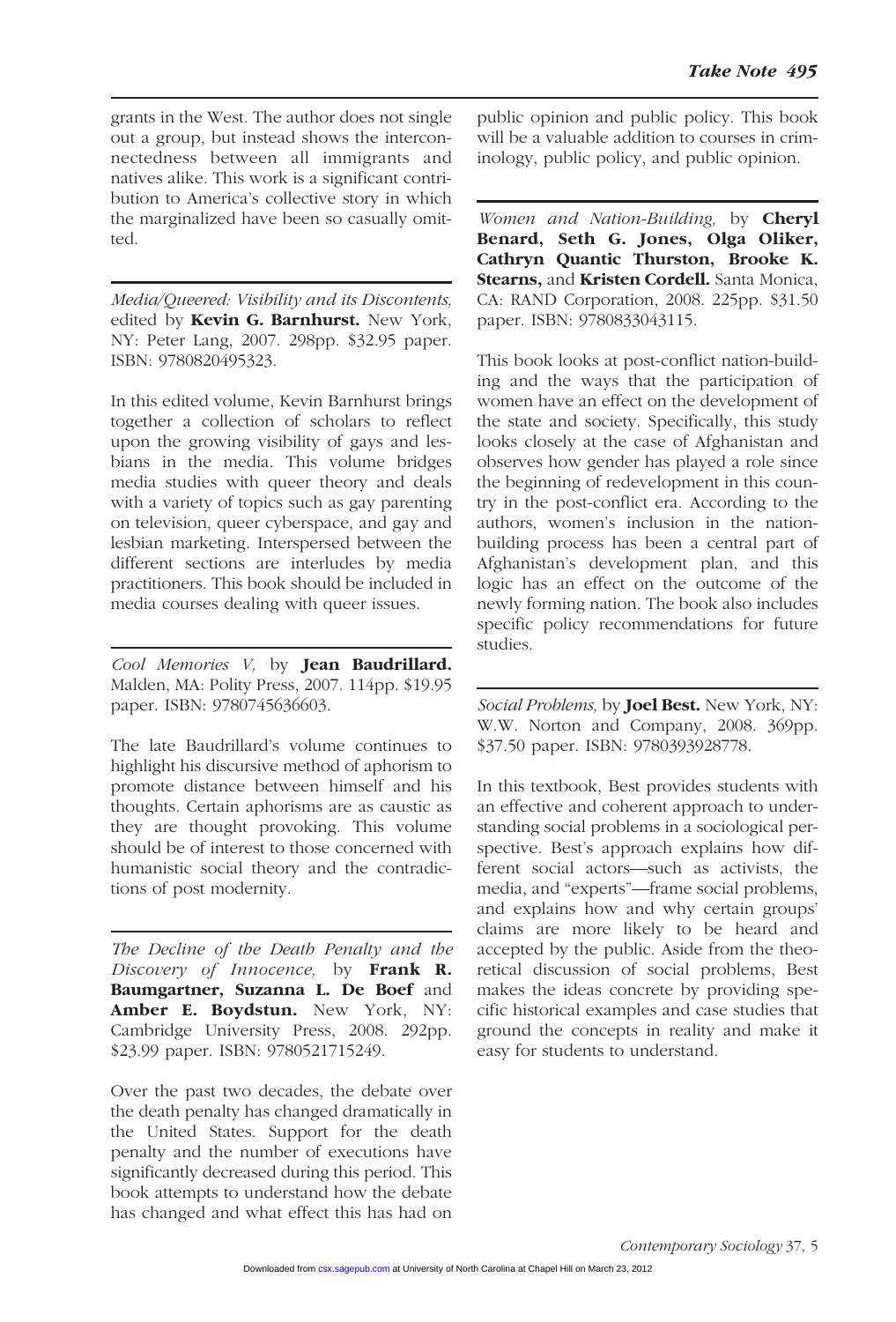grants in the West. The author does not single out a group, but instead shows the interconnectedness between all immigrants and natives alike. This work is a significant contribution to America's collective story in which the marginalized have been so casually omitted.

---

*Media/Queered: Visibility and its Discontents,* edited by **Kevin G. Barnhurst.** New York, NY: Peter Lang, 2007. 298pp. $32.95 paper. ISBN: 9780820495323.

In this edited volume, Kevin Barnhurst brings together a collection of scholars to reflect upon the growing visibility of gays and lesbians in the media. This volume bridges media studies with queer theory and deals with a variety of topics such as gay parenting on television, queer cyberspace, and gay and lesbian marketing. Interspersed between the different sections are interludes by media practitioners. This book should be included in media courses dealing with queer issues.

---

*Cool Memories V,* by **Jean Baudrillard.** Malden, MA: Polity Press, 2007. 114pp. $19.95 paper. ISBN: 9780745636603.

The late Baudrillard's volume continues to highlight his discursive method of aphorism to promote distance between himself and his thoughts. Certain aphorisms are as caustic as they are thought provoking. This volume should be of interest to those concerned with humanistic social theory and the contradictions of post modernity.

---

*The Decline of the Death Penalty and the Discovery of Innocence,* by **Frank R. Baumgartner, Suzanna L. De Boef** and **Amber E. Boydstun.** New York, NY: Cambridge University Press, 2008. 292pp. $23.99 paper. ISBN: 9780521715249.

Over the past two decades, the debate over the death penalty has changed dramatically in the United States. Support for the death penalty and the number of executions have significantly decreased during this period. This book attempts to understand how the debate has changed and what effect this has had on public opinion and public policy. This book will be a valuable addition to courses in criminology, public policy, and public opinion.

---

*Women and Nation-Building,* by **Cheryl Benard, Seth G. Jones, Olga Oliker, Cathryn Quantic Thurston, Brooke K. Stearns,** and **Kristen Cordell.** Santa Monica, CA: RAND Corporation, 2008. 225pp. $31.50 paper. ISBN: 9780833043115.

This book looks at post-conflict nation-building and the ways that the participation of women have an effect on the development of the state and society. Specifically, this study looks closely at the case of Afghanistan and observes how gender has played a role since the beginning of redevelopment in this country in the post-conflict era. According to the authors, women's inclusion in the nation-building process has been a central part of Afghanistan's development plan, and this logic has an effect on the outcome of the newly forming nation. The book also includes specific policy recommendations for future studies.

---

*Social Problems,* by **Joel Best.** New York, NY: W.W. Norton and Company, 2008. 369pp. $37.50 paper. ISBN: 9780393928778.

In this textbook, Best provides students with an effective and coherent approach to understanding social problems in a sociological perspective. Best's approach explains how different social actors—such as activists, the media, and "experts"—frame social problems, and explains how and why certain groups' claims are more likely to be heard and accepted by the public. Aside from the theoretical discussion of social problems, Best makes the ideas concrete by providing specific historical examples and case studies that ground the concepts in reality and make it easy for students to understand.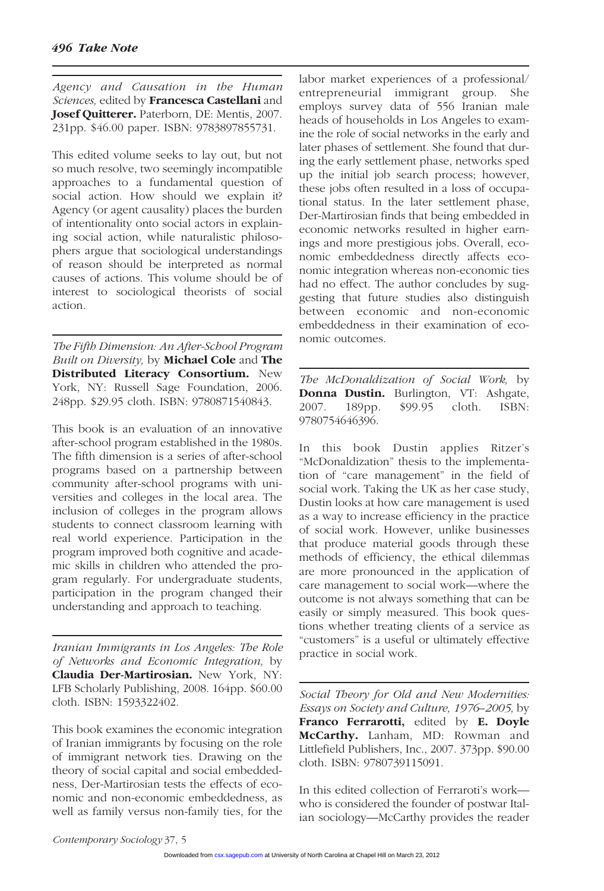*Agency and Causation in the Human Sciences,* edited by **Francesca Castellani** and **Josef Quitterer.** Paterborn, DE: Mentis, 2007. 231pp. $46.00 paper. ISBN: 9783897855731.

This edited volume seeks to lay out, but not so much resolve, two seemingly incompatible approaches to a fundamental question of social action. How should we explain it? Agency (or agent causality) places the burden of intentionality onto social actors in explaining social action, while naturalistic philosophers argue that sociological understandings of reason should be interpreted as normal causes of actions. This volume should be of interest to sociological theorists of social action.

---

*The Fifth Dimension: An After-School Program Built on Diversity,* by **Michael Cole** and **The Distributed Literacy Consortium.** New York, NY: Russell Sage Foundation, 2006. 248pp. $29.95 cloth. ISBN: 9780871540843.

This book is an evaluation of an innovative after-school program established in the 1980s. The fifth dimension is a series of after-school programs based on a partnership between community after-school programs with universities and colleges in the local area. The inclusion of colleges in the program allows students to connect classroom learning with real world experience. Participation in the program improved both cognitive and academic skills in children who attended the program regularly. For undergraduate students, participation in the program changed their understanding and approach to teaching.

---

*Iranian Immigrants in Los Angeles: The Role of Networks and Economic Integration,* by **Claudia Der-Martirosian.** New York, NY: LFB Scholarly Publishing, 2008. 164pp. $60.00 cloth. ISBN: 1593322402.

This book examines the economic integration of Iranian immigrants by focusing on the role of immigrant network ties. Drawing on the theory of social capital and social embeddedness, Der-Martirosian tests the effects of economic and non-economic embeddedness, as well as family versus non-family ties, for the labor market experiences of a professional/entrepreneurial immigrant group. She employs survey data of 556 Iranian male heads of households in Los Angeles to examine the role of social networks in the early and later phases of settlement. She found that during the early settlement phase, networks sped up the initial job search process; however, these jobs often resulted in a loss of occupational status. In the later settlement phase, Der-Martirosian finds that being embedded in economic networks resulted in higher earnings and more prestigious jobs. Overall, economic embeddedness directly affects economic integration whereas non-economic ties had no effect. The author concludes by suggesting that future studies also distinguish between economic and non-economic embeddedness in their examination of economic outcomes.

---

*The McDonaldization of Social Work,* by **Donna Dustin.** Burlington, VT: Ashgate, 2007. 189pp. $99.95 cloth. ISBN: 9780754646396.

In this book Dustin applies Ritzer's "McDonaldization" thesis to the implementation of "care management" in the field of social work. Taking the UK as her case study, Dustin looks at how care management is used as a way to increase efficiency in the practice of social work. However, unlike businesses that produce material goods through these methods of efficiency, the ethical dilemmas are more pronounced in the application of care management to social work—where the outcome is not always something that can be easily or simply measured. This book questions whether treating clients of a service as "customers" is a useful or ultimately effective practice in social work.

---

*Social Theory for Old and New Modernities: Essays on Society and Culture, 1976–2005,* by **Franco Ferrarotti,** edited by **E. Doyle McCarthy.** Lanham, MD: Rowman and Littlefield Publishers, Inc., 2007. 373pp. $90.00 cloth. ISBN: 9780739115091.

In this edited collection of Ferraroti's work—who is considered the founder of postwar Italian sociology—McCarthy provides the reader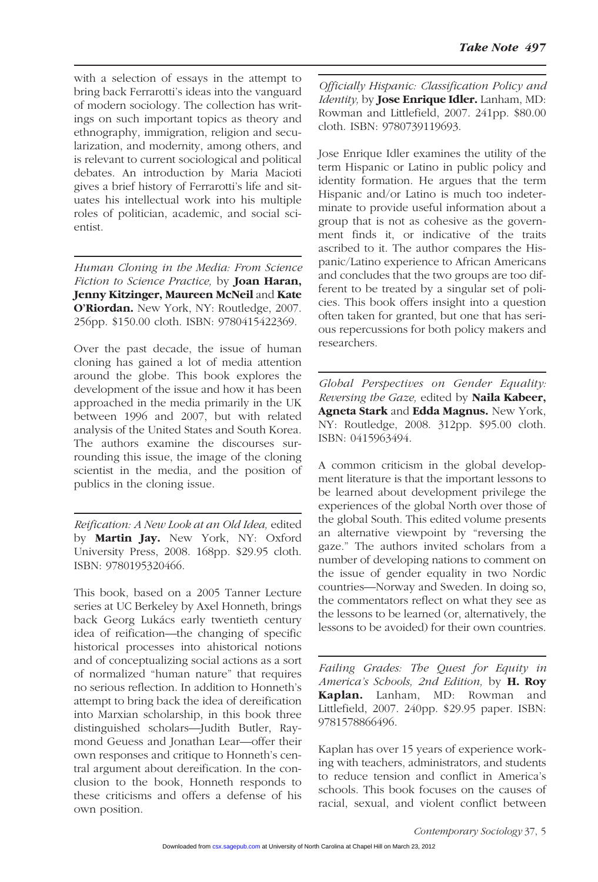with a selection of essays in the attempt to bring back Ferrarotti's ideas into the vanguard of modern sociology. The collection has writings on such important topics as theory and ethnography, immigration, religion and secularization, and modernity, among others, and is relevant to current sociological and political debates. An introduction by Maria Macioti gives a brief history of Ferrarotti's life and situates his intellectual work into his multiple roles of politician, academic, and social scientist.

---

*Human Cloning in the Media: From Science Fiction to Science Practice,* by **Joan Haran, Jenny Kitzinger, Maureen McNeil** and **Kate O'Riordan.** New York, NY: Routledge, 2007. 256pp. $150.00 cloth. ISBN: 9780415422369.

Over the past decade, the issue of human cloning has gained a lot of media attention around the globe. This book explores the development of the issue and how it has been approached in the media primarily in the UK between 1996 and 2007, but with related analysis of the United States and South Korea. The authors examine the discourses surrounding this issue, the image of the cloning scientist in the media, and the position of publics in the cloning issue.

---

*Reification: A New Look at an Old Idea,* edited by **Martin Jay.** New York, NY: Oxford University Press, 2008. 168pp. $29.95 cloth. ISBN: 9780195320466.

This book, based on a 2005 Tanner Lecture series at UC Berkeley by Axel Honneth, brings back Georg Lukács early twentieth century idea of reification—the changing of specific historical processes into ahistorical notions and of conceptualizing social actions as a sort of normalized "human nature" that requires no serious reflection. In addition to Honneth's attempt to bring back the idea of dereification into Marxian scholarship, in this book three distinguished scholars—Judith Butler, Raymond Geuess and Jonathan Lear—offer their own responses and critique to Honneth's central argument about dereification. In the conclusion to the book, Honneth responds to these criticisms and offers a defense of his own position.

---

*Officially Hispanic: Classification Policy and Identity,* by **Jose Enrique Idler.** Lanham, MD: Rowman and Littlefield, 2007. 241pp. $80.00 cloth. ISBN: 9780739119693.

Jose Enrique Idler examines the utility of the term Hispanic or Latino in public policy and identity formation. He argues that the term Hispanic and/or Latino is much too indeterminate to provide useful information about a group that is not as cohesive as the government finds it, or indicative of the traits ascribed to it. The author compares the Hispanic/Latino experience to African Americans and concludes that the two groups are too different to be treated by a singular set of policies. This book offers insight into a question often taken for granted, but one that has serious repercussions for both policy makers and researchers.

---

*Global Perspectives on Gender Equality: Reversing the Gaze,* edited by **Naila Kabeer, Agneta Stark** and **Edda Magnus.** New York, NY: Routledge, 2008. 312pp. $95.00 cloth. ISBN: 0415963494.

A common criticism in the global development literature is that the important lessons to be learned about development privilege the experiences of the global North over those of the global South. This edited volume presents an alternative viewpoint by "reversing the gaze." The authors invited scholars from a number of developing nations to comment on the issue of gender equality in two Nordic countries—Norway and Sweden. In doing so, the commentators reflect on what they see as the lessons to be learned (or, alternatively, the lessons to be avoided) for their own countries.

---

*Failing Grades: The Quest for Equity in America's Schools, 2nd Edition,* by **H. Roy Kaplan.** Lanham, MD: Rowman and Littlefield, 2007. 240pp. $29.95 paper. ISBN: 9781578866496.

Kaplan has over 15 years of experience working with teachers, administrators, and students to reduce tension and conflict in America's schools. This book focuses on the causes of racial, sexual, and violent conflict between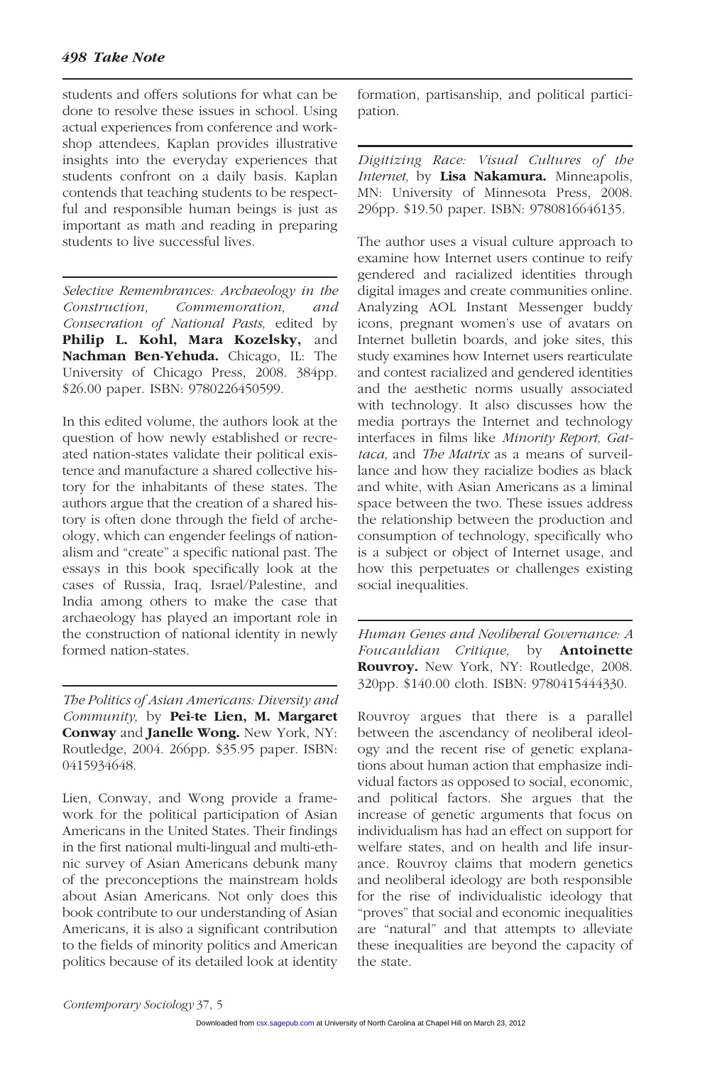students and offers solutions for what can be done to resolve these issues in school. Using actual experiences from conference and workshop attendees, Kaplan provides illustrative insights into the everyday experiences that students confront on a daily basis. Kaplan contends that teaching students to be respectful and responsible human beings is just as important as math and reading in preparing students to live successful lives.

---

*Selective Remembrances: Archaeology in the Construction, Commemoration, and Consecration of National Pasts,* edited by **Philip L. Kohl, Mara Kozelsky,** and **Nachman Ben-Yehuda.** Chicago, IL: The University of Chicago Press, 2008. 384pp. $26.00 paper. ISBN: 9780226450599.

In this edited volume, the authors look at the question of how newly established or recreated nation-states validate their political existence and manufacture a shared collective history for the inhabitants of these states. The authors argue that the creation of a shared history is often done through the field of archeology, which can engender feelings of nationalism and "create" a specific national past. The essays in this book specifically look at the cases of Russia, Iraq, Israel/Palestine, and India among others to make the case that archaeology has played an important role in the construction of national identity in newly formed nation-states.

---

*The Politics of Asian Americans: Diversity and Community,* by **Pei-te Lien, M. Margaret Conway** and **Janelle Wong.** New York, NY: Routledge, 2004. 266pp. $35.95 paper. ISBN: 0415934648.

Lien, Conway, and Wong provide a framework for the political participation of Asian Americans in the United States. Their findings in the first national multi-lingual and multi-ethnic survey of Asian Americans debunk many of the preconceptions the mainstream holds about Asian Americans. Not only does this book contribute to our understanding of Asian Americans, it is also a significant contribution to the fields of minority politics and American politics because of its detailed look at identity formation, partisanship, and political participation.

---

*Digitizing Race: Visual Cultures of the Internet,* by **Lisa Nakamura.** Minneapolis, MN: University of Minnesota Press, 2008. 296pp. $19.50 paper. ISBN: 9780816646135.

The author uses a visual culture approach to examine how Internet users continue to reify gendered and racialized identities through digital images and create communities online. Analyzing AOL Instant Messenger buddy icons, pregnant women's use of avatars on Internet bulletin boards, and joke sites, this study examines how Internet users rearticulate and contest racialized and gendered identities and the aesthetic norms usually associated with technology. It also discusses how the media portrays the Internet and technology interfaces in films like *Minority Report, Gattaca,* and *The Matrix* as a means of surveillance and how they racialize bodies as black and white, with Asian Americans as a liminal space between the two. These issues address the relationship between the production and consumption of technology, specifically who is a subject or object of Internet usage, and how this perpetuates or challenges existing social inequalities.

---

*Human Genes and Neoliberal Governance: A Foucauldian Critique,* by **Antoinette Rouvroy.** New York, NY: Routledge, 2008. 320pp. $140.00 cloth. ISBN: 9780415444330.

Rouvroy argues that there is a parallel between the ascendancy of neoliberal ideology and the recent rise of genetic explanations about human action that emphasize individual factors as opposed to social, economic, and political factors. She argues that the increase of genetic arguments that focus on individualism has had an effect on support for welfare states, and on health and life insurance. Rouvroy claims that modern genetics and neoliberal ideology are both responsible for the rise of individualistic ideology that "proves" that social and economic inequalities are "natural" and that attempts to alleviate these inequalities are beyond the capacity of the state.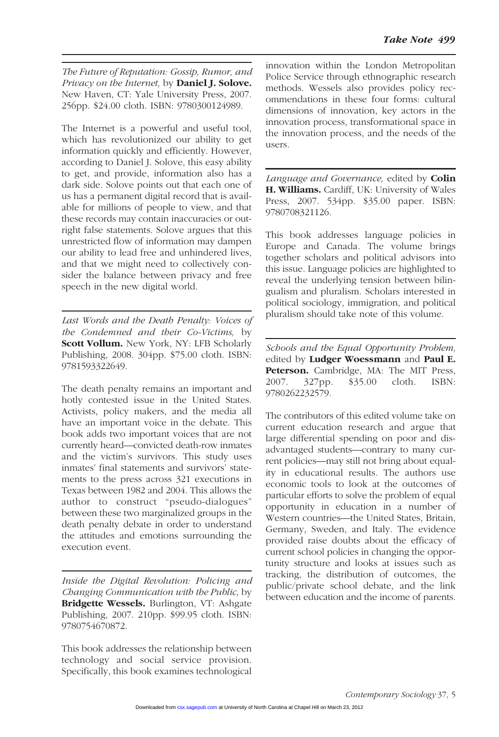*The Future of Reputation: Gossip, Rumor, and Privacy on the Internet,* by **Daniel J. Solove.** New Haven, CT: Yale University Press, 2007. 256pp. $24.00 cloth. ISBN: 9780300124989.

The Internet is a powerful and useful tool, which has revolutionized our ability to get information quickly and efficiently. However, according to Daniel J. Solove, this easy ability to get, and provide, information also has a dark side. Solove points out that each one of us has a permanent digital record that is available for millions of people to view, and that these records may contain inaccuracies or outright false statements. Solove argues that this unrestricted flow of information may dampen our ability to lead free and unhindered lives, and that we might need to collectively consider the balance between privacy and free speech in the new digital world.

*Last Words and the Death Penalty: Voices of the Condemned and their Co-Victims,* by **Scott Vollum.** New York, NY: LFB Scholarly Publishing, 2008. 304pp. $75.00 cloth. ISBN: 9781593322649.

The death penalty remains an important and hotly contested issue in the United States. Activists, policy makers, and the media all have an important voice in the debate. This book adds two important voices that are not currently heard—convicted death-row inmates and the victim's survivors. This study uses inmates' final statements and survivors' statements to the press across 321 executions in Texas between 1982 and 2004. This allows the author to construct "pseudo-dialogues" between these two marginalized groups in the death penalty debate in order to understand the attitudes and emotions surrounding the execution event.

*Inside the Digital Revolution: Policing and Changing Communication with the Public,* by **Bridgette Wessels.** Burlington, VT: Ashgate Publishing, 2007. 210pp. $99.95 cloth. ISBN: 9780754670872.

This book addresses the relationship between technology and social service provision. Specifically, this book examines technological innovation within the London Metropolitan Police Service through ethnographic research methods. Wessels also provides policy recommendations in these four forms: cultural dimensions of innovation, key actors in the innovation process, transformational space in the innovation process, and the needs of the users.

*Language and Governance,* edited by **Colin H. Williams.** Cardiff, UK: University of Wales Press, 2007. 534pp. $35.00 paper. ISBN: 9780708321126.

This book addresses language policies in Europe and Canada. The volume brings together scholars and political advisors into this issue. Language policies are highlighted to reveal the underlying tension between bilingualism and pluralism. Scholars interested in political sociology, immigration, and political pluralism should take note of this volume.

*Schools and the Equal Opportunity Problem,* edited by **Ludger Woessmann** and **Paul E. Peterson.** Cambridge, MA: The MIT Press, 2007. 327pp. $35.00 cloth. ISBN: 9780262232579.

The contributors of this edited volume take on current education research and argue that large differential spending on poor and disadvantaged students—contrary to many current policies—may still not bring about equality in educational results. The authors use economic tools to look at the outcomes of particular efforts to solve the problem of equal opportunity in education in a number of Western countries—the United States, Britain, Germany, Sweden, and Italy. The evidence provided raise doubts about the efficacy of current school policies in changing the opportunity structure and looks at issues such as tracking, the distribution of outcomes, the public/private school debate, and the link between education and the income of parents.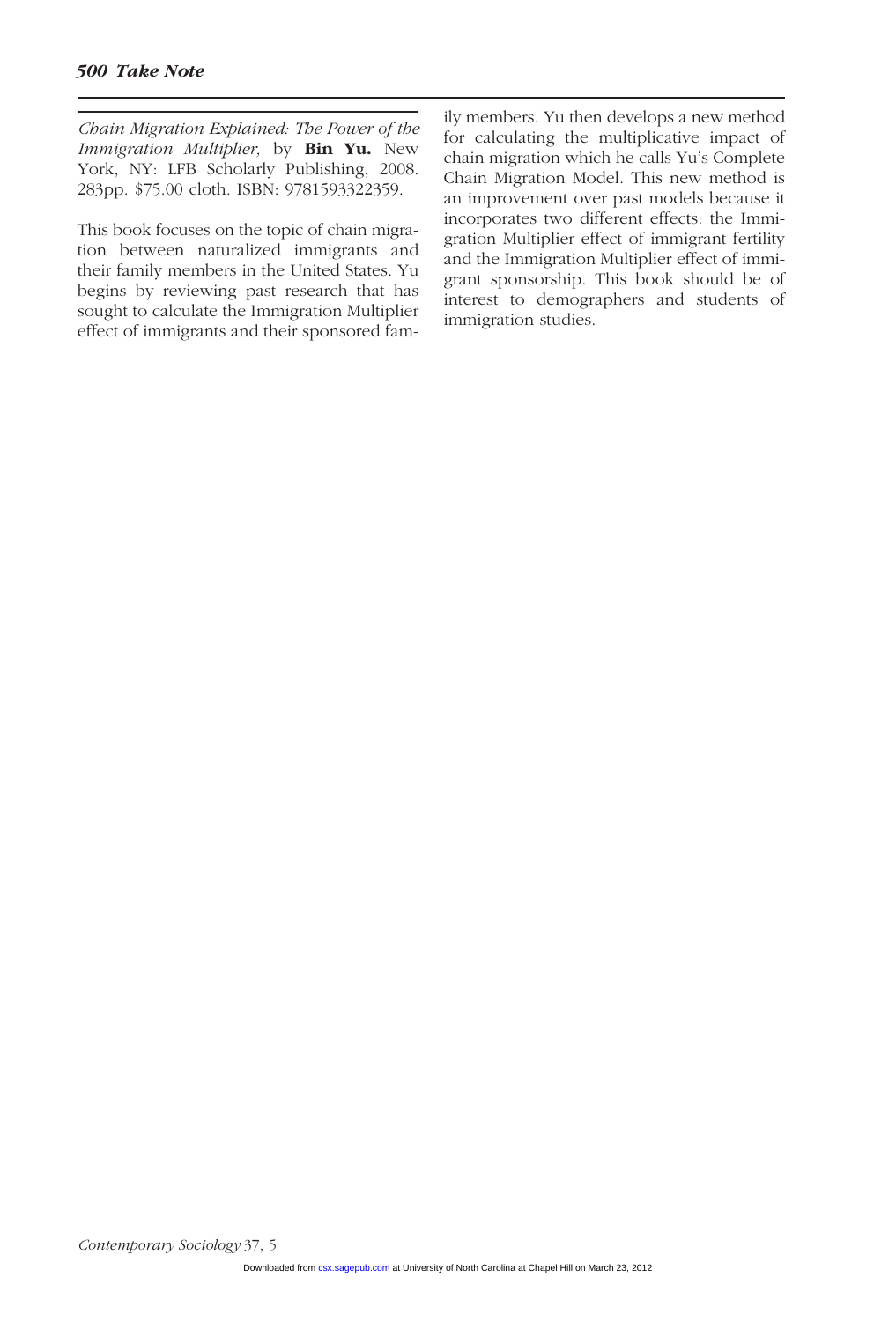*Chain Migration Explained: The Power of the Immigration Multiplier,* by **Bin Yu.** New York, NY: LFB Scholarly Publishing, 2008. 283pp. $75.00 cloth. ISBN: 9781593322359.

This book focuses on the topic of chain migration between naturalized immigrants and their family members in the United States. Yu begins by reviewing past research that has sought to calculate the Immigration Multiplier effect of immigrants and their sponsored family members. Yu then develops a new method for calculating the multiplicative impact of chain migration which he calls Yu's Complete Chain Migration Model. This new method is an improvement over past models because it incorporates two different effects: the Immigration Multiplier effect of immigrant fertility and the Immigration Multiplier effect of immigrant sponsorship. This book should be of interest to demographers and students of immigration studies.